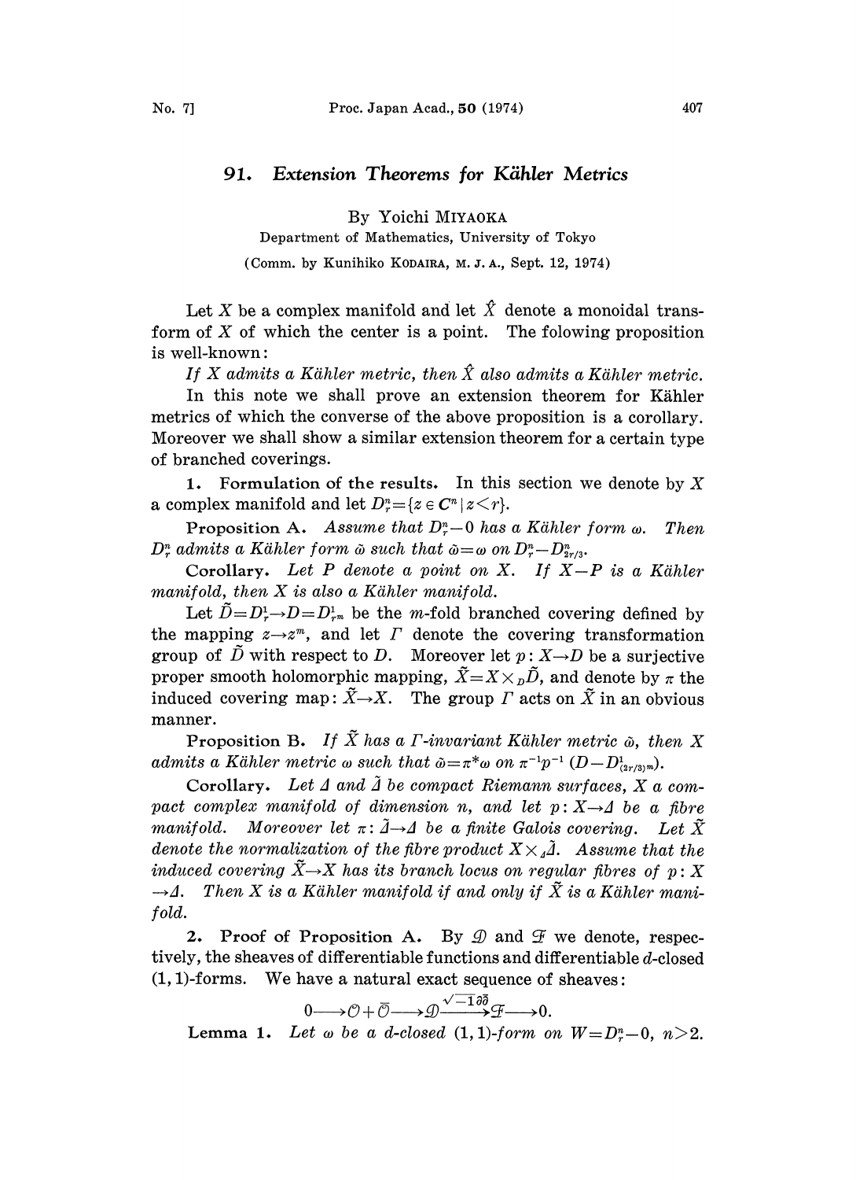# 91. *Extension Theorems for Kähler Metrics*

By Yoichi MIYAOKA

Department of Mathematics, University of Tokyo

(Comm. by Kunihiko KODAIRA, M. J. A., Sept. 12, 1974)

Let $X$ be a complex manifold and let $\hat{X}$ denote a monoidal transform of $X$ of which the center is a point. The folowing proposition is well-known:

*If $X$ admits a Kähler metric, then $\hat{X}$ also admits a Kähler metric.*

In this note we shall prove an extension theorem for Kähler metrics of which the converse of the above proposition is a corollary. Moreover we shall show a similar extension theorem for a certain type of branched coverings.

**1. Formulation of the results.** In this section we denote by $X$ a complex manifold and let $D_r^n = \{z \in \boldsymbol{C}^n \mid z < r\}$.

**Proposition A.** *Assume that $D_r^n - 0$ has a Kähler form $\omega$. Then $D_r^n$ admits a Kähler form $\tilde{\omega}$ such that $\tilde{\omega} = \omega$ on $D_r^n - D_{2r/3}^n$.*

**Corollary.** *Let $P$ denote a point on $X$. If $X - P$ is a Kähler manifold, then $X$ is also a Kähler manifold.*

Let $\tilde{D} = D_r^1 \to D = D_{r^m}^1$ be the $m$-fold branched covering defined by the mapping $z \to z^m$, and let $\Gamma$ denote the covering transformation group of $\tilde{D}$ with respect to $D$. Moreover let $p: X \to D$ be a surjective proper smooth holomorphic mapping, $\tilde{X} = X \times_D \tilde{D}$, and denote by $\pi$ the induced covering map: $\tilde{X} \to X$. The group $\Gamma$ acts on $\tilde{X}$ in an obvious manner.

**Proposition B.** *If $\tilde{X}$ has a $\Gamma$-invariant Kähler metric $\tilde{\omega}$, then $X$ admits a Kähler metric $\omega$ such that $\tilde{\omega} = \pi^* \omega$ on $\pi^{-1} p^{-1} (D - D_{(2r/3)^m}^1)$.*

**Corollary.** *Let $\Delta$ and $\tilde{\Delta}$ be compact Riemann surfaces, $X$ a compact complex manifold of dimension $n$, and let $p: X \to \Delta$ be a fibre manifold. Moreover let $\pi: \tilde{\Delta} \to \Delta$ be a finite Galois covering. Let $\tilde{X}$ denote the normalization of the fibre product $X \times_\Delta \tilde{\Delta}$. Assume that the induced covering $\tilde{X} \to X$ has its branch locus on regular fibres of $p: X \to \Delta$. Then $X$ is a Kähler manifold if and only if $\tilde{X}$ is a Kähler manifold.*

**2. Proof of Proposition A.** By $\mathcal{D}$ and $\mathcal{F}$ we denote, respectively, the sheaves of differentiable functions and differentiable $d$-closed $(1,1)$-forms. We have a natural exact sequence of sheaves:

$$0 \longrightarrow \mathcal{O} + \bar{\mathcal{O}} \longrightarrow \mathcal{D} \xrightarrow{\sqrt{-1}\partial\bar{\partial}} \mathcal{F} \longrightarrow 0.$$

**Lemma 1.** *Let $\omega$ be a $d$-closed $(1,1)$-form on $W = D_r^n - 0$, $n > 2$.*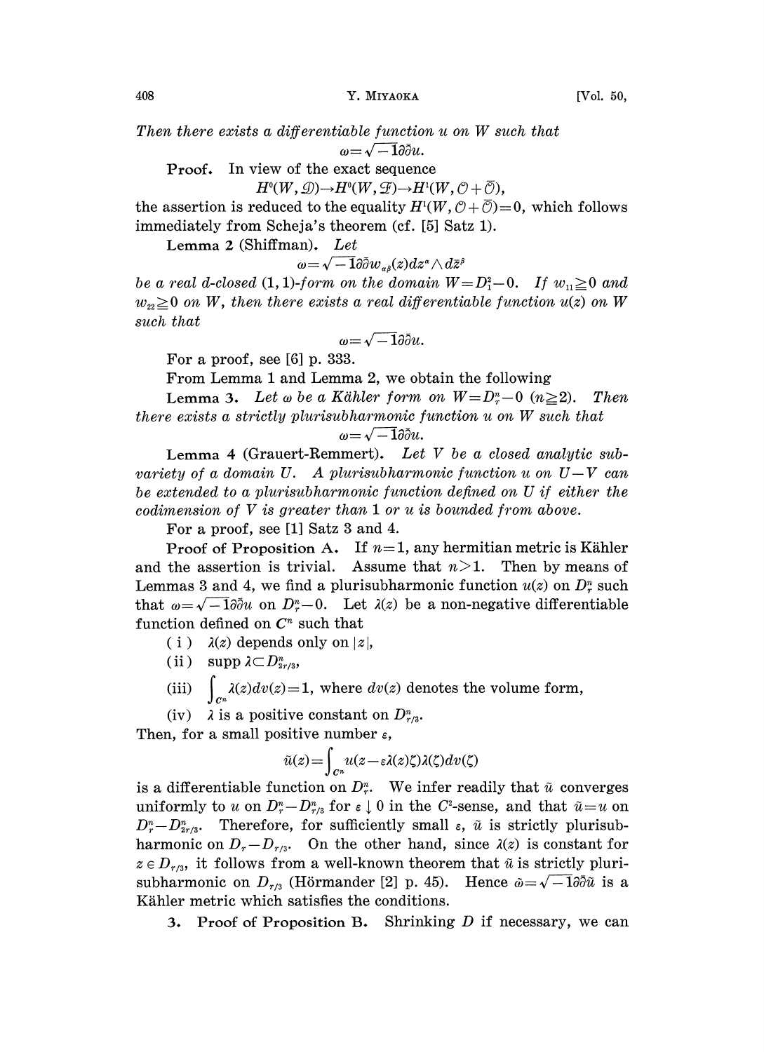*Then there exists a differentiable function $u$ on $W$ such that*

$$\omega=\sqrt{-1}\partial\bar{\partial}u.$$

**Proof.** In view of the exact sequence

$$H^0(W,\mathcal{D})\to H^0(W,\mathcal{F})\to H^1(W,\mathcal{O}+\bar{\mathcal{O}}),$$

the assertion is reduced to the equality $H^1(W,\mathcal{O}+\bar{\mathcal{O}})=0$, which follows immediately from Scheja's theorem (cf. [5] Satz 1).

**Lemma 2** (Shiffman). *Let*

$$\omega=\sqrt{-1}\partial\bar{\partial}w_{\alpha\beta}(z)dz^\alpha\wedge d\bar{z}^\beta$$

*be a real d-closed (1,1)-form on the domain $W=D_1^2-0$. If $w_{11}\geqq 0$ and $w_{22}\geqq 0$ on $W$, then there exists a real differentiable function $u(z)$ on $W$ such that*

$$\omega=\sqrt{-1}\partial\bar{\partial}u.$$

For a proof, see [6] p. 333.

From Lemma 1 and Lemma 2, we obtain the following

**Lemma 3.** *Let $\omega$ be a Kähler form on $W=D_r^n-0$ ($n\geqq 2$). Then there exists a strictly plurisubharmonic function $u$ on $W$ such that*

$$\omega=\sqrt{-1}\partial\bar{\partial}u.$$

**Lemma 4** (Grauert-Remmert). *Let $V$ be a closed analytic subvariety of a domain $U$. A plurisubharmonic function $u$ on $U-V$ can be extended to a plurisubharmonic function defined on $U$ if either the codimension of $V$ is greater than 1 or $u$ is bounded from above.*

For a proof, see [1] Satz 3 and 4.

**Proof of Proposition A.** If $n=1$, any hermitian metric is Kähler and the assertion is trivial. Assume that $n>1$. Then by means of Lemmas 3 and 4, we find a plurisubharmonic function $u(z)$ on $D_r^n$ such that $\omega=\sqrt{-1}\partial\bar{\partial}u$ on $D_r^n-0$. Let $\lambda(z)$ be a non-negative differentiable function defined on $C^n$ such that

(i) $\lambda(z)$ depends only on $|z|$,

(ii) $\operatorname{supp}\lambda\subset D_{2r/3}^n$,

(iii) $\int_{C^n}\lambda(z)dv(z)=1$, where $dv(z)$ denotes the volume form,

(iv) $\lambda$ is a positive constant on $D_{r/3}^n$.

Then, for a small positive number $\varepsilon$,

$$\tilde{u}(z)=\int_{C^n}u(z-\varepsilon\lambda(z)\zeta)\lambda(\zeta)dv(\zeta)$$

is a differentiable function on $D_r^n$. We infer readily that $\tilde{u}$ converges uniformly to $u$ on $D_r^n-D_{r/3}^n$ for $\varepsilon\downarrow 0$ in the $C^2$-sense, and that $\tilde{u}=u$ on $D_r^n-D_{2r/3}^n$. Therefore, for sufficiently small $\varepsilon$, $\tilde{u}$ is strictly plurisubharmonic on $D_r-D_{r/3}$. On the other hand, since $\lambda(z)$ is constant for $z\in D_{r/3}$, it follows from a well-known theorem that $\tilde{u}$ is strictly plurisubharmonic on $D_{r/3}$ (Hörmander [2] p. 45). Hence $\tilde{\omega}=\sqrt{-1}\partial\bar{\partial}\tilde{u}$ is a Kähler metric which satisfies the conditions.

**3. Proof of Proposition B.** Shrinking $D$ if necessary, we can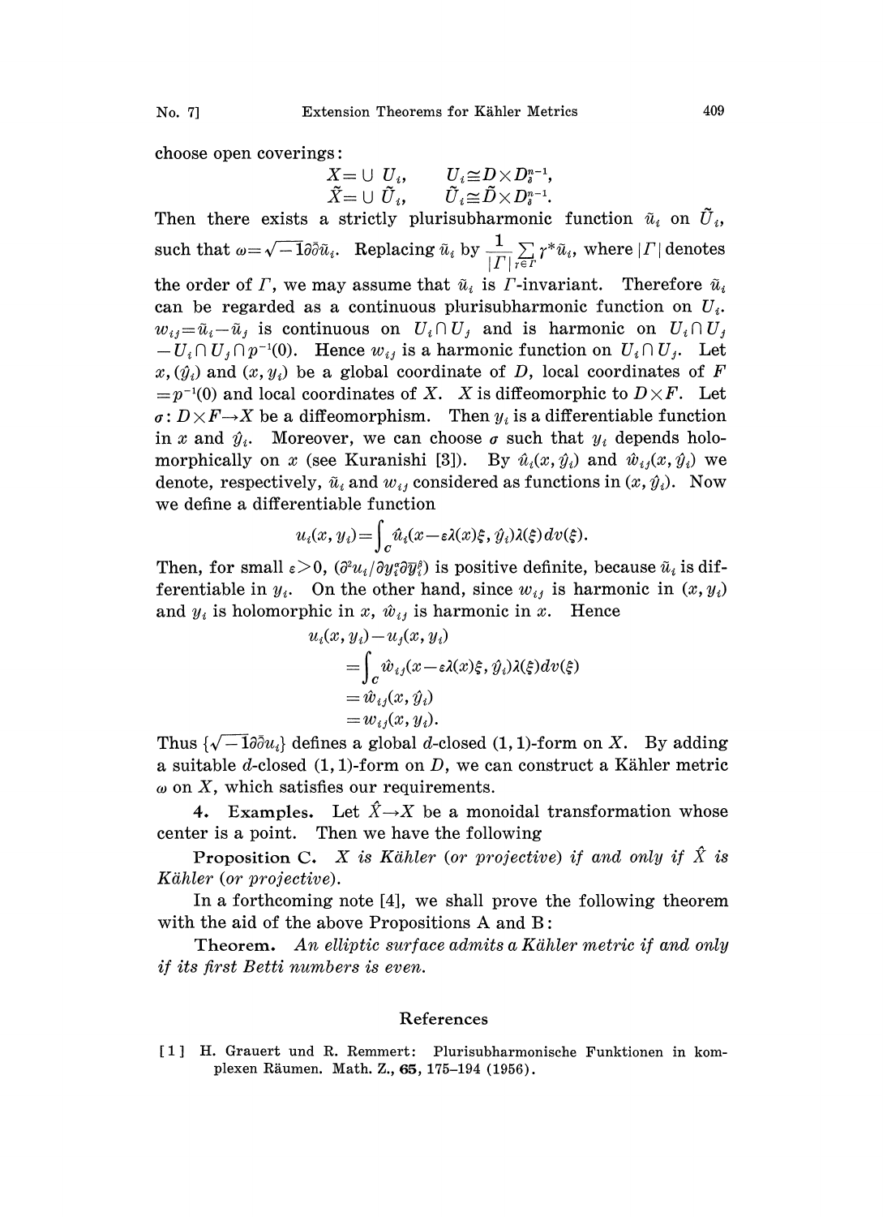choose open coverings:

$$X = \cup\, U_i, \qquad U_i \cong D \times D_\delta^{n-1},$$
$$\tilde{X} = \cup\, \tilde{U}_i, \qquad \tilde{U}_i \cong \tilde{D} \times D_\delta^{n-1}.$$

Then there exists a strictly plurisubharmonic function $\tilde{u}_i$ on $\tilde{U}_i$, such that $\omega = \sqrt{-1}\partial\bar{\partial}\tilde{u}_i$. Replacing $\tilde{u}_i$ by $\frac{1}{|\Gamma|}\sum_{\gamma\in\Gamma}\gamma^*\tilde{u}_i$, where $|\Gamma|$ denotes the order of $\Gamma$, we may assume that $\tilde{u}_i$ is $\Gamma$-invariant. Therefore $\tilde{u}_i$ can be regarded as a continuous plurisubharmonic function on $U_i$. $w_{ij} = \tilde{u}_i - \tilde{u}_j$ is continuous on $U_i \cap U_j$ and is harmonic on $U_i \cap U_j - U_i \cap U_j \cap p^{-1}(0)$. Hence $w_{ij}$ is a harmonic function on $U_i \cap U_j$. Let $x, (\hat{y}_i)$ and $(x, y_i)$ be a global coordinate of $D$, local coordinates of $F = p^{-1}(0)$ and local coordinates of $X$. $X$ is diffeomorphic to $D \times F$. Let $\sigma: D \times F \to X$ be a diffeomorphism. Then $y_i$ is a differentiable function in $x$ and $\hat{y}_i$. Moreover, we can choose $\sigma$ such that $y_i$ depends holomorphically on $x$ (see Kuranishi [3]). By $\hat{u}_i(x, \hat{y}_i)$ and $\hat{w}_{ij}(x, \hat{y}_i)$ we denote, respectively, $\tilde{u}_i$ and $w_{ij}$ considered as functions in $(x, \hat{y}_i)$. Now we define a differentiable function

$$u_i(x, y_i) = \int_C \hat{u}_i(x - \varepsilon\lambda(x)\xi, \hat{y}_i)\lambda(\xi)\,dv(\xi).$$

Then, for small $\varepsilon > 0$, $(\partial^2 u_i / \partial y_i^\alpha \partial \bar{y}_i^\beta)$ is positive definite, because $\tilde{u}_i$ is differentiable in $y_i$. On the other hand, since $w_{ij}$ is harmonic in $(x, y_i)$ and $y_i$ is holomorphic in $x$, $\hat{w}_{ij}$ is harmonic in $x$. Hence

$$\begin{aligned} u_i(x, y_i) - u_j(x, y_i) &= \int_C \hat{w}_{ij}(x - \varepsilon\lambda(x)\xi, \hat{y}_i)\lambda(\xi)\,dv(\xi) \\ &= \hat{w}_{ij}(x, \hat{y}_i) \\ &= w_{ij}(x, y_i). \end{aligned}$$

Thus $\{\sqrt{-1}\partial\bar{\partial}u_i\}$ defines a global $d$-closed $(1,1)$-form on $X$. By adding a suitable $d$-closed $(1,1)$-form on $D$, we can construct a Kähler metric $\omega$ on $X$, which satisfies our requirements.

**4. Examples.** Let $\hat{X} \to X$ be a monoidal transformation whose center is a point. Then we have the following

**Proposition C.** *$X$ is Kähler (or projective) if and only if $\hat{X}$ is Kähler (or projective).*

In a forthcoming note [4], we shall prove the following theorem with the aid of the above Propositions A and B:

**Theorem.** *An elliptic surface admits a Kähler metric if and only if its first Betti numbers is even.*

## References

[1] H. Grauert und R. Remmert: Plurisubharmonische Funktionen in komplexen Räumen. Math. Z., **65**, 175–194 (1956).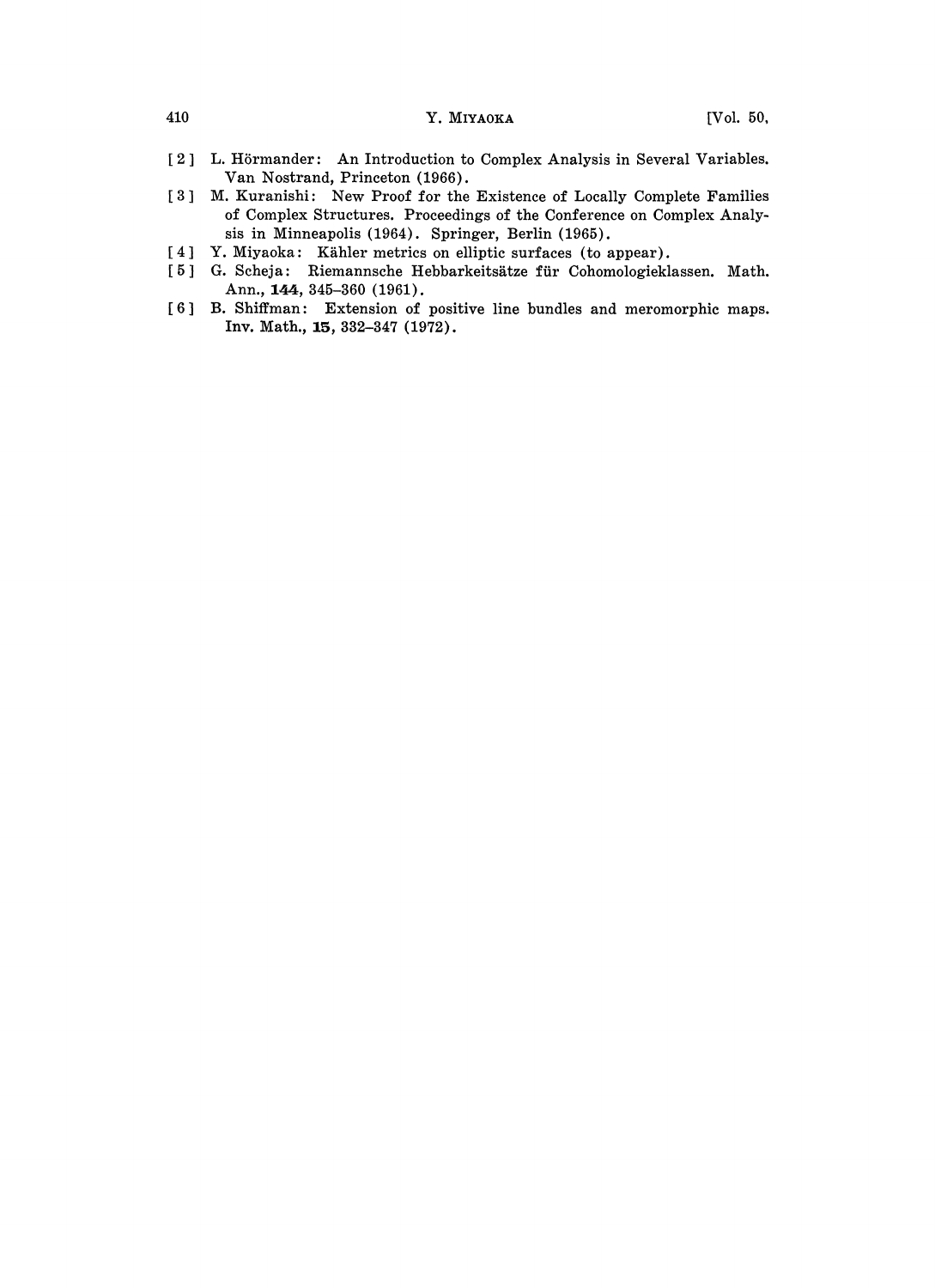[2] L. Hörmander: An Introduction to Complex Analysis in Several Variables. Van Nostrand, Princeton (1966).

[3] M. Kuranishi: New Proof for the Existence of Locally Complete Families of Complex Structures. Proceedings of the Conference on Complex Analysis in Minneapolis (1964). Springer, Berlin (1965).

[4] Y. Miyaoka: Kähler metrics on elliptic surfaces (to appear).

[5] G. Scheja: Riemannsche Hebbarkeitsätze für Cohomologieklassen. Math. Ann., **144**, 345–360 (1961).

[6] B. Shiffman: Extension of positive line bundles and meromorphic maps. Inv. Math., **15**, 332–347 (1972).